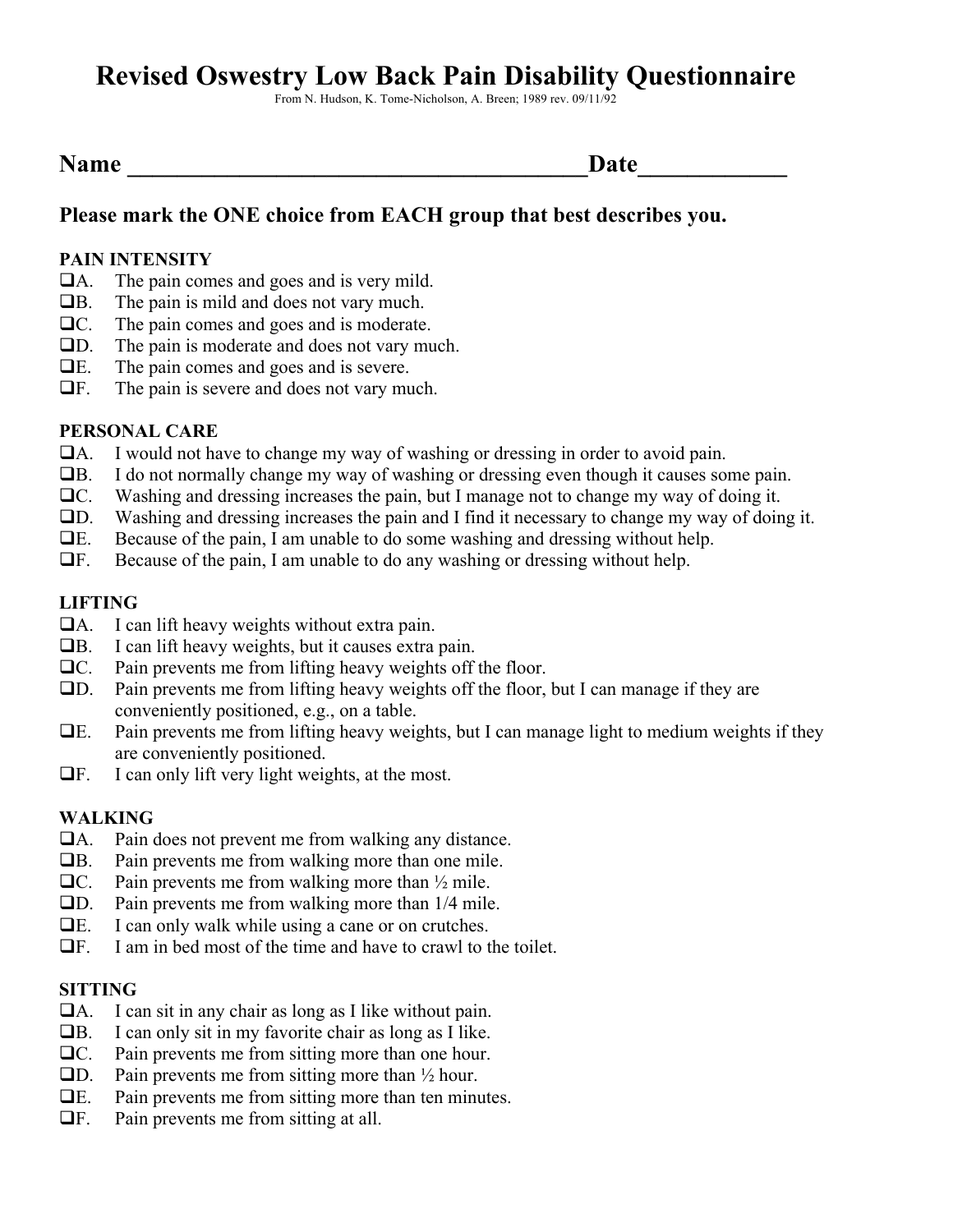# Revised Oswestry Low Back Pain Disability Questionnaire

From N. Hudson, K. Tome-Nicholson, A. Breen; 1989 rev. 09/11/92

## Name ______________________________________ Date____________

### Please mark the ONE choice from EACH group that best describes you.

**PAIN INTENSITY**

- ❑A. The pain comes and goes and is very mild.
- ❑B. The pain is mild and does not vary much.
- ❑C. The pain comes and goes and is moderate.
- ❑D. The pain is moderate and does not vary much.
- ❑E. The pain comes and goes and is severe.
- ❑F. The pain is severe and does not vary much.

**PERSONAL CARE**

- ❑A. I would not have to change my way of washing or dressing in order to avoid pain.
- ❑B. I do not normally change my way of washing or dressing even though it causes some pain.
- ❑C. Washing and dressing increases the pain, but I manage not to change my way of doing it.
- ❑D. Washing and dressing increases the pain and I find it necessary to change my way of doing it.
- ❑E. Because of the pain, I am unable to do some washing and dressing without help.
- ❑F. Because of the pain, I am unable to do any washing or dressing without help.

**LIFTING**

- ❑A. I can lift heavy weights without extra pain.
- ❑B. I can lift heavy weights, but it causes extra pain.
- ❑C. Pain prevents me from lifting heavy weights off the floor.
- ❑D. Pain prevents me from lifting heavy weights off the floor, but I can manage if they are conveniently positioned, e.g., on a table.
- ❑E. Pain prevents me from lifting heavy weights, but I can manage light to medium weights if they are conveniently positioned.
- ❑F. I can only lift very light weights, at the most.

**WALKING**

- ❑A. Pain does not prevent me from walking any distance.
- ❑B. Pain prevents me from walking more than one mile.
- ❑C. Pain prevents me from walking more than ½ mile.
- ❑D. Pain prevents me from walking more than 1/4 mile.
- ❑E. I can only walk while using a cane or on crutches.
- ❑F. I am in bed most of the time and have to crawl to the toilet.

**SITTING**

- ❑A. I can sit in any chair as long as I like without pain.
- ❑B. I can only sit in my favorite chair as long as I like.
- ❑C. Pain prevents me from sitting more than one hour.
- ❑D. Pain prevents me from sitting more than ½ hour.
- ❑E. Pain prevents me from sitting more than ten minutes.
- ❑F. Pain prevents me from sitting at all.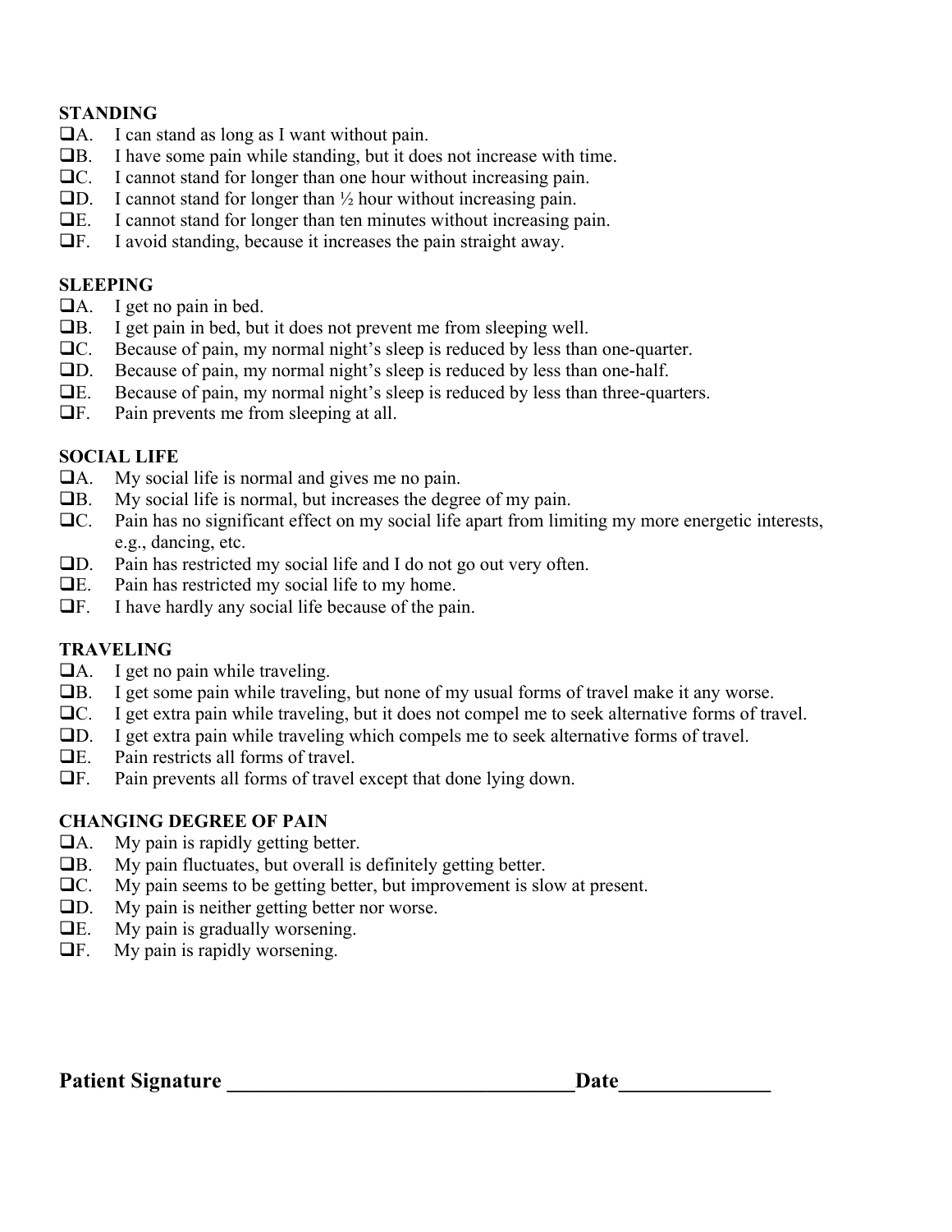**STANDING**

- ☐A. I can stand as long as I want without pain.
- ☐B. I have some pain while standing, but it does not increase with time.
- ☐C. I cannot stand for longer than one hour without increasing pain.
- ☐D. I cannot stand for longer than ½ hour without increasing pain.
- ☐E. I cannot stand for longer than ten minutes without increasing pain.
- ☐F. I avoid standing, because it increases the pain straight away.

**SLEEPING**

- ☐A. I get no pain in bed.
- ☐B. I get pain in bed, but it does not prevent me from sleeping well.
- ☐C. Because of pain, my normal night's sleep is reduced by less than one-quarter.
- ☐D. Because of pain, my normal night's sleep is reduced by less than one-half.
- ☐E. Because of pain, my normal night's sleep is reduced by less than three-quarters.
- ☐F. Pain prevents me from sleeping at all.

**SOCIAL LIFE**

- ☐A. My social life is normal and gives me no pain.
- ☐B. My social life is normal, but increases the degree of my pain.
- ☐C. Pain has no significant effect on my social life apart from limiting my more energetic interests, e.g., dancing, etc.
- ☐D. Pain has restricted my social life and I do not go out very often.
- ☐E. Pain has restricted my social life to my home.
- ☐F. I have hardly any social life because of the pain.

**TRAVELING**

- ☐A. I get no pain while traveling.
- ☐B. I get some pain while traveling, but none of my usual forms of travel make it any worse.
- ☐C. I get extra pain while traveling, but it does not compel me to seek alternative forms of travel.
- ☐D. I get extra pain while traveling which compels me to seek alternative forms of travel.
- ☐E. Pain restricts all forms of travel.
- ☐F. Pain prevents all forms of travel except that done lying down.

**CHANGING DEGREE OF PAIN**

- ☐A. My pain is rapidly getting better.
- ☐B. My pain fluctuates, but overall is definitely getting better.
- ☐C. My pain seems to be getting better, but improvement is slow at present.
- ☐D. My pain is neither getting better nor worse.
- ☐E. My pain is gradually worsening.
- ☐F. My pain is rapidly worsening.

**Patient Signature _________________________________Date______________**